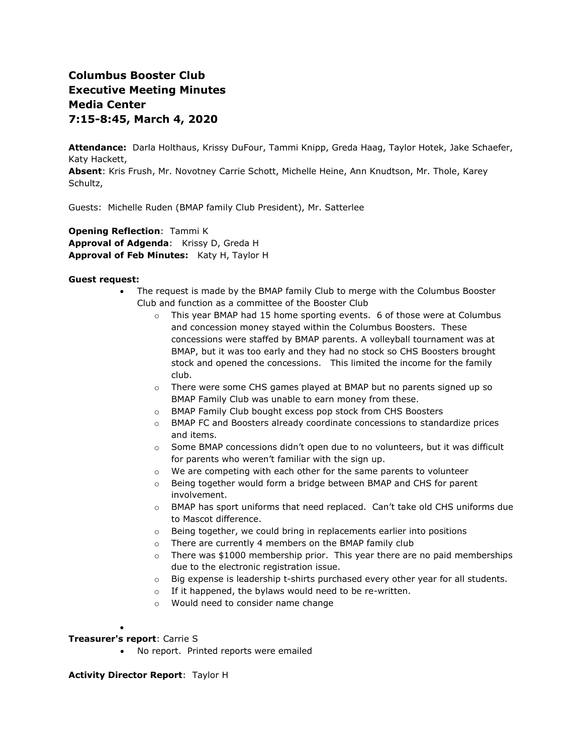**Columbus Booster Club**
**Executive Meeting Minutes**
**Media Center**
**7:15-8:45, March 4, 2020**

**Attendance:** Darla Holthaus, Krissy DuFour, Tammi Knipp, Greda Haag, Taylor Hotek, Jake Schaefer, Katy Hackett,
**Absent**: Kris Frush, Mr. Novotney Carrie Schott, Michelle Heine, Ann Knudtson, Mr. Thole, Karey Schultz,

Guests: Michelle Ruden (BMAP family Club President), Mr. Satterlee

**Opening Reflection**: Tammi K
**Approval of Adgenda**: Krissy D, Greda H
**Approval of Feb Minutes:** Katy H, Taylor H

**Guest request:**

- The request is made by the BMAP family Club to merge with the Columbus Booster Club and function as a committee of the Booster Club
  - This year BMAP had 15 home sporting events. 6 of those were at Columbus and concession money stayed within the Columbus Boosters. These concessions were staffed by BMAP parents. A volleyball tournament was at BMAP, but it was too early and they had no stock so CHS Boosters brought stock and opened the concessions. This limited the income for the family club.
  - There were some CHS games played at BMAP but no parents signed up so BMAP Family Club was unable to earn money from these.
  - BMAP Family Club bought excess pop stock from CHS Boosters
  - BMAP FC and Boosters already coordinate concessions to standardize prices and items.
  - Some BMAP concessions didn't open due to no volunteers, but it was difficult for parents who weren't familiar with the sign up.
  - We are competing with each other for the same parents to volunteer
  - Being together would form a bridge between BMAP and CHS for parent involvement.
  - BMAP has sport uniforms that need replaced. Can't take old CHS uniforms due to Mascot difference.
  - Being together, we could bring in replacements earlier into positions
  - There are currently 4 members on the BMAP family club
  - There was $1000 membership prior. This year there are no paid memberships due to the electronic registration issue.
  - Big expense is leadership t-shirts purchased every other year for all students.
  - If it happened, the bylaws would need to be re-written.
  - Would need to consider name change

**Treasurer's report**: Carrie S

- No report. Printed reports were emailed

**Activity Director Report**: Taylor H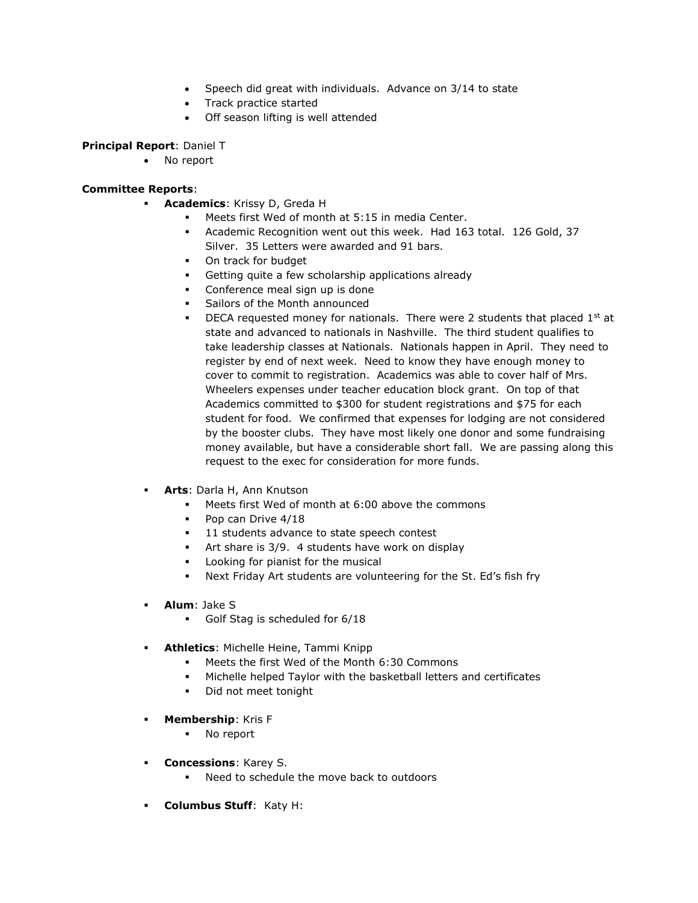- Speech did great with individuals. Advance on 3/14 to state
- Track practice started
- Off season lifting is well attended

**Principal Report**: Daniel T

- No report

**Committee Reports**:

- **Academics**: Krissy D, Greda H
  - Meets first Wed of month at 5:15 in media Center.
  - Academic Recognition went out this week. Had 163 total. 126 Gold, 37 Silver. 35 Letters were awarded and 91 bars.
  - On track for budget
  - Getting quite a few scholarship applications already
  - Conference meal sign up is done
  - Sailors of the Month announced
  - DECA requested money for nationals. There were 2 students that placed 1st at state and advanced to nationals in Nashville. The third student qualifies to take leadership classes at Nationals. Nationals happen in April. They need to register by end of next week. Need to know they have enough money to cover to commit to registration. Academics was able to cover half of Mrs. Wheelers expenses under teacher education block grant. On top of that Academics committed to $300 for student registrations and $75 for each student for food. We confirmed that expenses for lodging are not considered by the booster clubs. They have most likely one donor and some fundraising money available, but have a considerable short fall. We are passing along this request to the exec for consideration for more funds.

- **Arts**: Darla H, Ann Knutson
  - Meets first Wed of month at 6:00 above the commons
  - Pop can Drive 4/18
  - 11 students advance to state speech contest
  - Art share is 3/9. 4 students have work on display
  - Looking for pianist for the musical
  - Next Friday Art students are volunteering for the St. Ed's fish fry

- **Alum**: Jake S
  - Golf Stag is scheduled for 6/18

- **Athletics**: Michelle Heine, Tammi Knipp
  - Meets the first Wed of the Month 6:30 Commons
  - Michelle helped Taylor with the basketball letters and certificates
  - Did not meet tonight

- **Membership**: Kris F
  - No report

- **Concessions**: Karey S.
  - Need to schedule the move back to outdoors

- **Columbus Stuff**: Katy H: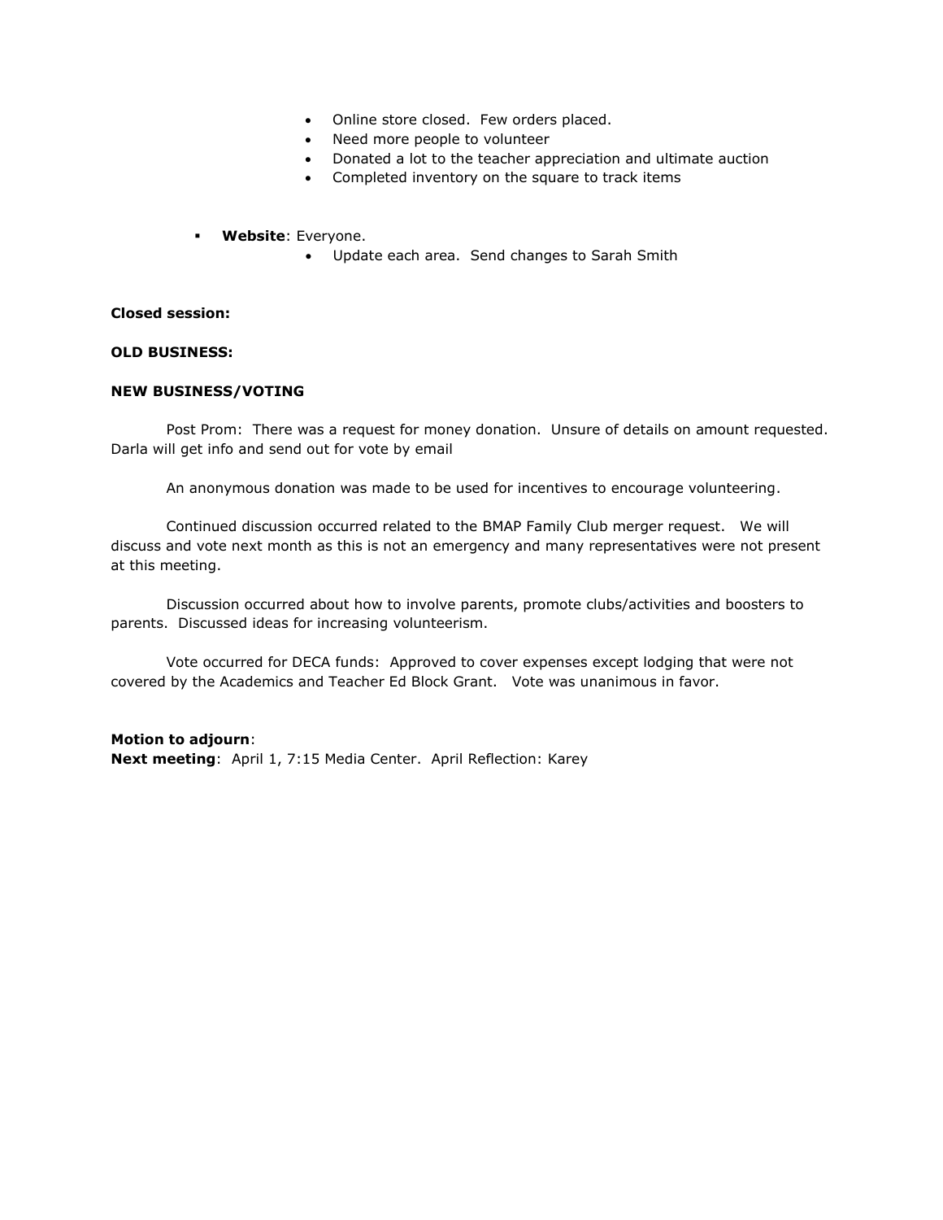- Online store closed. Few orders placed.
- Need more people to volunteer
- Donated a lot to the teacher appreciation and ultimate auction
- Completed inventory on the square to track items

- **Website**: Everyone.
  - Update each area. Send changes to Sarah Smith

**Closed session:**

**OLD BUSINESS:**

**NEW BUSINESS/VOTING**

Post Prom: There was a request for money donation. Unsure of details on amount requested. Darla will get info and send out for vote by email

An anonymous donation was made to be used for incentives to encourage volunteering.

Continued discussion occurred related to the BMAP Family Club merger request. We will discuss and vote next month as this is not an emergency and many representatives were not present at this meeting.

Discussion occurred about how to involve parents, promote clubs/activities and boosters to parents. Discussed ideas for increasing volunteerism.

Vote occurred for DECA funds: Approved to cover expenses except lodging that were not covered by the Academics and Teacher Ed Block Grant. Vote was unanimous in favor.

**Motion to adjourn**:

**Next meeting**: April 1, 7:15 Media Center. April Reflection: Karey